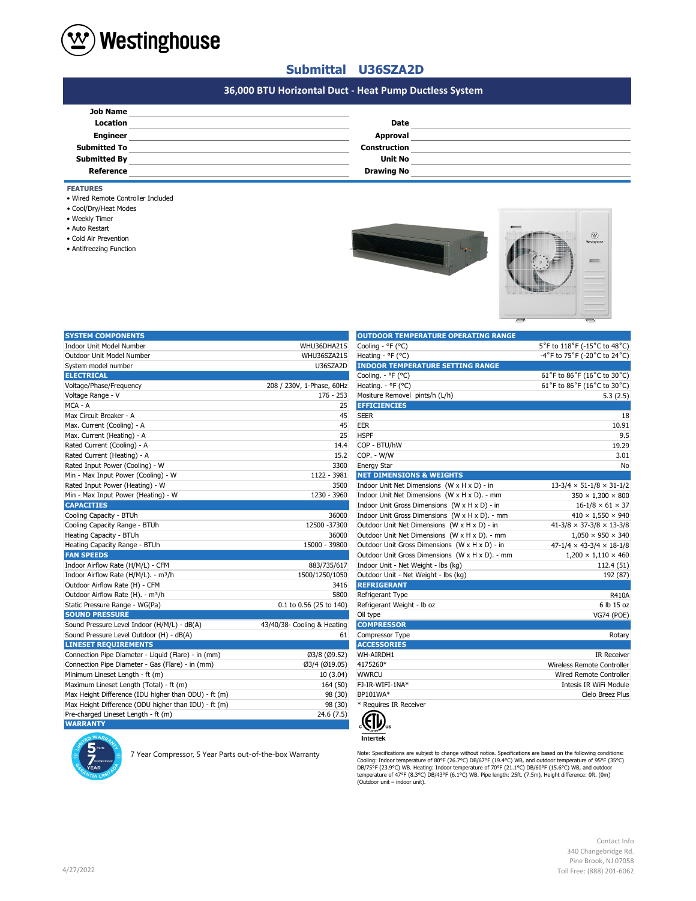Westinghouse

# Submittal U36SZA2D

## 36,000 BTU Horizontal Duct - Heat Pump Ductless System

| | | | |
|---|---|---|---|
| **Job Name** | | | |
| **Location** | | **Date** | |
| **Engineer** | | **Approval** | |
| **Submitted To** | | **Construction** | |
| **Submitted By** | | **Unit No** | |
| **Reference** | | **Drawing No** | |

### FEATURES

- Wired Remote Controller Included
- Cool/Dry/Heat Modes
- Weekly Timer
- Auto Restart
- Cold Air Prevention
- Antifreezing Function

| **SYSTEM COMPONENTS** | |
|---|---|
| Indoor Unit Model Number | WHU36DHA21S |
| Outdoor Unit Model Number | WHU36SZA21S |
| System model number | U36SZA2D |
| **ELECTRICAL** | |
| Voltage/Phase/Frequency | 208 / 230V, 1-Phase, 60Hz |
| Voltage Range - V | 176 - 253 |
| MCA - A | 25 |
| Max Circuit Breaker - A | 45 |
| Max. Current (Cooling) - A | 45 |
| Max. Current (Heating) - A | 25 |
| Rated Current (Cooling) - A | 14.4 |
| Rated Current (Heating) - A | 15.2 |
| Rated Input Power (Cooling) - W | 3300 |
| Min - Max Input Power (Cooling) - W | 1122 - 3981 |
| Rated Input Power (Heating) - W | 3500 |
| Min - Max Input Power (Heating) - W | 1230 - 3960 |
| **CAPACITIES** | |
| Cooling Capacity - BTUh | 36000 |
| Cooling Capacity Range - BTUh | 12500 -37300 |
| Heating Capacity - BTUh | 36000 |
| Heating Capacity Range - BTUh | 15000 - 39800 |
| **FAN SPEEDS** | |
| Indoor Airflow Rate (H/M/L) - CFM | 883/735/617 |
| Indoor Airflow Rate (H/M/L). - m³/h | 1500/1250/1050 |
| Outdoor Airflow Rate (H) - CFM | 3416 |
| Outdoor Airflow Rate (H). - m³/h | 5800 |
| Static Pressure Range - WG(Pa) | 0.1 to 0.56 (25 to 140) |
| **SOUND PRESSURE** | |
| Sound Pressure Level Indoor (H/M/L) - dB(A) | 43/40/38- Cooling & Heating |
| Sound Pressure Level Outdoor (H) - dB(A) | 61 |
| **LINESET REQUIREMENTS** | |
| Connection Pipe Diameter - Liquid (Flare) - in (mm) | Ø3/8 (Ø9.52) |
| Connection Pipe Diameter - Gas (Flare) - in (mm) | Ø3/4 (Ø19.05) |
| Minimum Lineset Length - ft (m) | 10 (3.04) |
| Maximum Lineset Length (Total) - ft (m) | 164 (50) |
| Max Height Difference (IDU higher than ODU) - ft (m) | 98 (30) |
| Max Height Difference (ODU higher than IDU) - ft (m) | 98 (30) |
| Pre-charged Lineset Length - ft (m) | 24.6 (7.5) |
| **WARRANTY** | |

7 Year Compressor, 5 Year Parts out-of-the-box Warranty

| **OUTDOOR TEMPERATURE OPERATING RANGE** | |
|---|---|
| Cooling - °F (°C) | 5°F to 118°F (-15°C to 48°C) |
| Heating - °F (°C) | -4°F to 75°F (-20°C to 24°C) |
| **INDOOR TEMPERATURE SETTING RANGE** | |
| Cooling. - °F (°C) | 61°F to 86°F (16°C to 30°C) |
| Heating. - °F (°C) | 61°F to 86°F (16°C to 30°C) |
| Mositure Removel pints/h (L/h) | 5.3 (2.5) |
| **EFFICIENCIES** | |
| SEER | 18 |
| EER | 10.91 |
| HSPF | 9.5 |
| COP - BTU/hW | 19.29 |
| COP. - W/W | 3.01 |
| Energy Star | No |
| **NET DIMENSIONS & WEIGHTS** | |
| Indoor Unit Net Dimensions (W x H x D) - in | 13-3/4 × 51-1/8 × 31-1/2 |
| Indoor Unit Net Dimensions (W x H x D). - mm | 350 × 1,300 × 800 |
| Indoor Unit Gross Dimensions (W x H x D) - in | 16-1/8 × 61 × 37 |
| Indoor Unit Gross Dimensions (W x H x D). - mm | 410 × 1,550 × 940 |
| Outdoor Unit Net Dimensions (W x H x D) - in | 41-3/8 × 37-3/8 × 13-3/8 |
| Outdoor Unit Net Dimensions (W x H x D). - mm | 1,050 × 950 × 340 |
| Outdoor Unit Gross Dimensions (W x H x D) - in | 47-1/4 × 43-3/4 × 18-1/8 |
| Outdoor Unit Gross Dimensions (W x H x D). - mm | 1,200 × 1,110 × 460 |
| Indoor Unit - Net Weight - lbs (kg) | 112.4 (51) |
| Outdoor Unit - Net Weight - lbs (kg) | 192 (87) |
| **REFRIGERANT** | |
| Refrigerant Type | R410A |
| Refrigerant Weight - lb oz | 6 lb 15 oz |
| Oil type | VG74 (POE) |
| **COMPRESSOR** | |
| Compressor Type | Rotary |
| **ACCESSORIES** | |
| WH-AIRDH1 | IR Receiver |
| 4175260* | Wireless Remote Controller |
| WWRCU | Wired Remote Controller |
| FJ-IR-WIFI-1NA* | Intesis IR WiFi Module |
| BP101WA* | Cielo Breez Plus |

\* Requires IR Receiver

Intertek

Note: Specifications are subject to change without notice. Specifications are based on the following conditions: Cooling: Indoor temperature of 80°F (26.7°C) DB/67°F (19.4°C) WB, and outdoor temperature of 95°F (35°C) DB/75°F (23.9°C) WB. Heating: Indoor temperature of 70°F (21.1°C) DB/60°F (15.6°C) WB, and outdoor temperature of 47°F (8.3°C) DB/43°F (6.1°C) WB. Pipe length: 25ft. (7.5m), Height difference: 0ft. (0m) (Outdoor unit – indoor unit).

4/27/2022

Contact Info
340 Changebridge Rd.
Pine Brook, NJ 07058
Toll Free: (888) 201-6062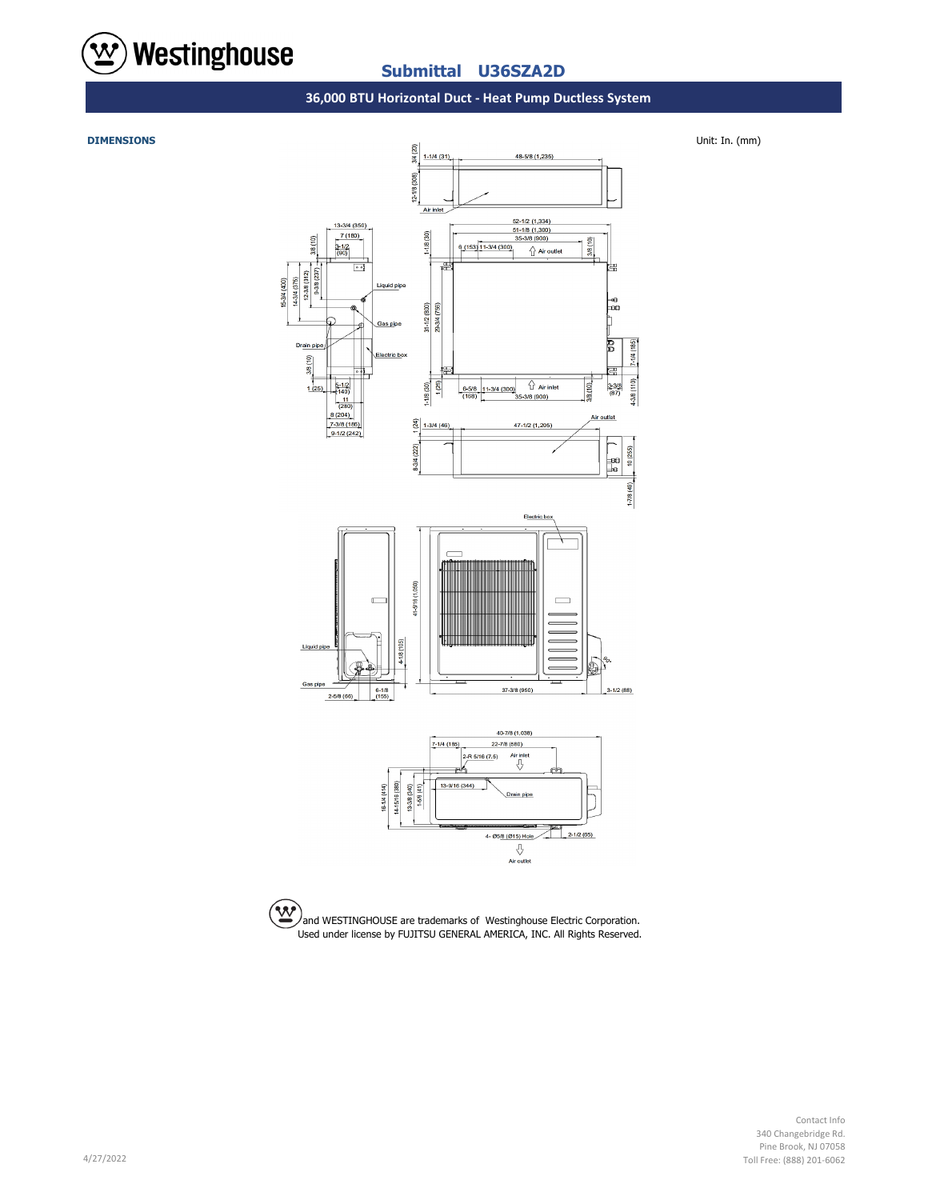**DIMENSIONS**

Unit: In. (mm)

3/4 (20)
1-1/4 (31)
48-5/8 (1,235)
12-1/8 (308)
Air inlet

13-3/4 (350)
7 (180)
3/8 (10)
3-1/2 (90)
15-3/4 (400)
14-3/4 (375)
12-3/8 (312)
9-3/8 (237)
Liquid pipe
Gas pipe
Drain pipe
Electric box
3/8 (10)
1 (25)
5-1/2 (140)
11 (280)
8 (204)
7-3/8 (186)
9-1/2 (242)

52-1/2 (1,334)
51-1/8 (1,300)
35-3/8 (900)
6 (153)
11-3/4 (300)
Air outlet
1-1/8 (30)
3/8 (10)
31-1/2 (800)
29-3/4 (756)
7-1/4 (185)
1-1/8 (30)
1 (25)
6-5/8 (168)
11-3/4 (300)
Air inlet
35-3/8 (900)
3/8 (10)
3-3/8 (87)
4-3/8 (110)

Air outlet
1 (24)
1-3/4 (46)
47-1/2 (1,205)
8-3/4 (222)
10 (255)
1-7/8 (48)

Electric box
Liquid pipe
Gas pipe
41-5/16 (1,050)
4-1/8 (105)
2-5/8 (66)
6-1/8 (155)
37-3/8 (950)
3-1/2 (88)
60°

40-7/8 (1,038)
7-1/4 (185)
22-7/8 (580)
2-R 5/16 (7.5)
Air inlet
16-1/4 (414)
14-15/16 (380)
13-3/8 (340)
1-5/8 (41)
13-9/16 (344)
Drain pipe
4- Ø5/8 (Ø15) Hole
2-1/2 (65)
Air outlet

and WESTINGHOUSE are trademarks of Westinghouse Electric Corporation. Used under license by FUJITSU GENERAL AMERICA, INC. All Rights Reserved.